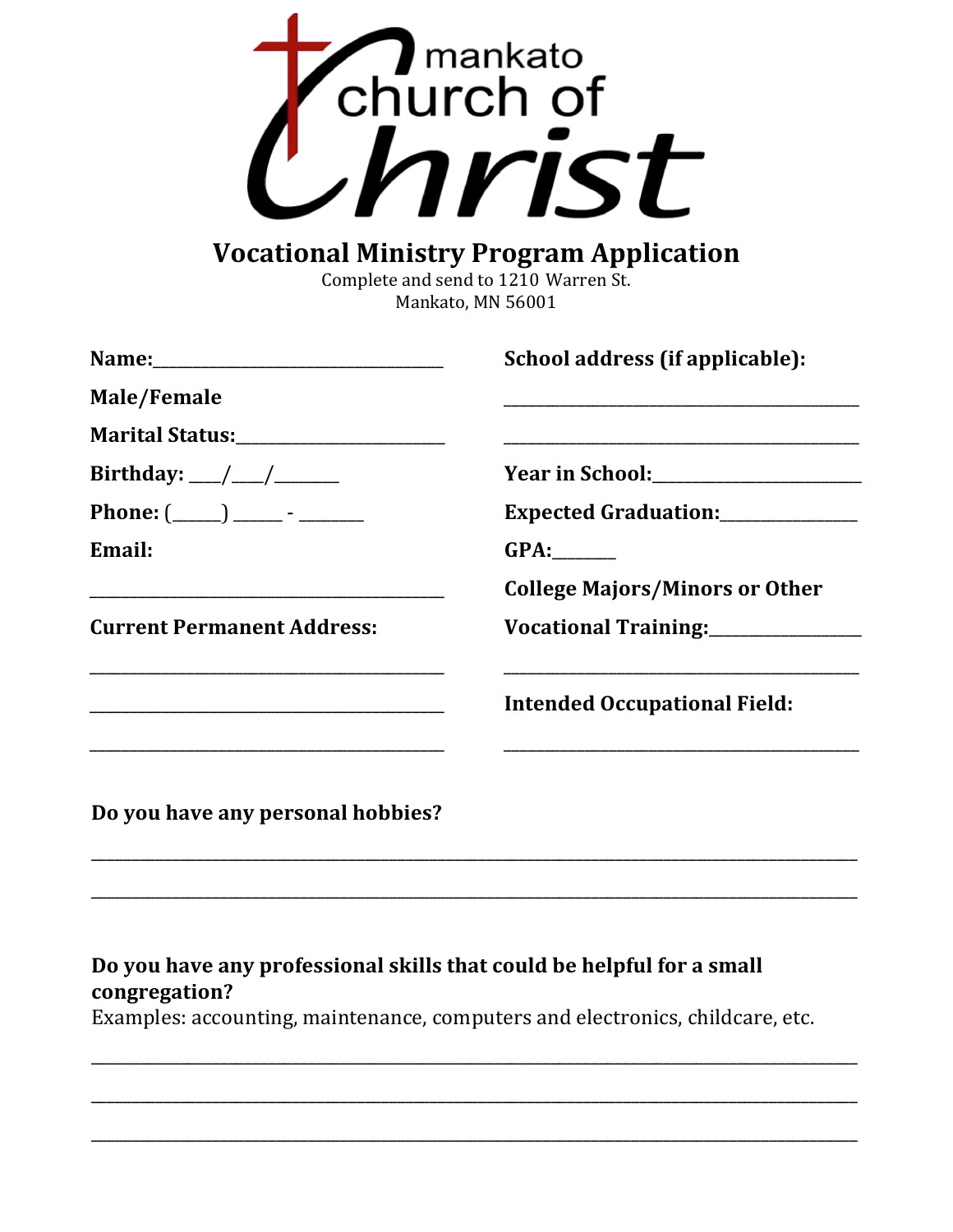mankato church of Christ

# Vocational Ministry Program Application

Complete and send to 1210 Warren St.
Mankato, MN 56001

**Name:**\_\_\_\_\_\_\_\_\_\_\_\_\_\_\_\_\_\_\_\_\_\_\_\_\_\_\_\_\_\_\_\_\_\_

**Male/Female**

**Marital Status:**\_\_\_\_\_\_\_\_\_\_\_\_\_\_\_\_\_\_\_\_\_\_\_

**Birthday:** \_\_\_/\_\_\_/\_\_\_\_\_\_\_

**Phone:** (\_\_\_\_\_) \_\_\_\_\_ - \_\_\_\_\_\_\_

**Email:**

\_\_\_\_\_\_\_\_\_\_\_\_\_\_\_\_\_\_\_\_\_\_\_\_\_\_\_\_\_\_\_\_\_\_\_\_\_\_\_\_\_

**Current Permanent Address:**

\_\_\_\_\_\_\_\_\_\_\_\_\_\_\_\_\_\_\_\_\_\_\_\_\_\_\_\_\_\_\_\_\_\_\_\_\_\_\_\_\_

\_\_\_\_\_\_\_\_\_\_\_\_\_\_\_\_\_\_\_\_\_\_\_\_\_\_\_\_\_\_\_\_\_\_\_\_\_\_\_\_\_

\_\_\_\_\_\_\_\_\_\_\_\_\_\_\_\_\_\_\_\_\_\_\_\_\_\_\_\_\_\_\_\_\_\_\_\_\_\_\_\_\_

**School address (if applicable):**

\_\_\_\_\_\_\_\_\_\_\_\_\_\_\_\_\_\_\_\_\_\_\_\_\_\_\_\_\_\_\_\_\_\_\_\_\_\_\_\_\_

\_\_\_\_\_\_\_\_\_\_\_\_\_\_\_\_\_\_\_\_\_\_\_\_\_\_\_\_\_\_\_\_\_\_\_\_\_\_\_\_\_

**Year in School:**\_\_\_\_\_\_\_\_\_\_\_\_\_\_\_\_\_\_\_\_\_\_\_

**Expected Graduation:**\_\_\_\_\_\_\_\_\_\_\_\_\_\_\_

**GPA:**\_\_\_\_\_\_\_

**College Majors/Minors or Other Vocational Training:**\_\_\_\_\_\_\_\_\_\_\_\_\_\_\_\_\_

\_\_\_\_\_\_\_\_\_\_\_\_\_\_\_\_\_\_\_\_\_\_\_\_\_\_\_\_\_\_\_\_\_\_\_\_\_\_\_\_\_

**Intended Occupational Field:**

\_\_\_\_\_\_\_\_\_\_\_\_\_\_\_\_\_\_\_\_\_\_\_\_\_\_\_\_\_\_\_\_\_\_\_\_\_\_\_\_\_

**Do you have any personal hobbies?**

\_\_\_\_\_\_\_\_\_\_\_\_\_\_\_\_\_\_\_\_\_\_\_\_\_\_\_\_\_\_\_\_\_\_\_\_\_\_\_\_\_\_\_\_\_\_\_\_\_\_\_\_\_\_\_\_\_\_\_\_\_\_\_\_\_\_\_\_\_\_\_\_\_\_\_\_\_\_\_\_\_\_\_\_\_\_

\_\_\_\_\_\_\_\_\_\_\_\_\_\_\_\_\_\_\_\_\_\_\_\_\_\_\_\_\_\_\_\_\_\_\_\_\_\_\_\_\_\_\_\_\_\_\_\_\_\_\_\_\_\_\_\_\_\_\_\_\_\_\_\_\_\_\_\_\_\_\_\_\_\_\_\_\_\_\_\_\_\_\_\_\_\_

**Do you have any professional skills that could be helpful for a small congregation?**
Examples: accounting, maintenance, computers and electronics, childcare, etc.

\_\_\_\_\_\_\_\_\_\_\_\_\_\_\_\_\_\_\_\_\_\_\_\_\_\_\_\_\_\_\_\_\_\_\_\_\_\_\_\_\_\_\_\_\_\_\_\_\_\_\_\_\_\_\_\_\_\_\_\_\_\_\_\_\_\_\_\_\_\_\_\_\_\_\_\_\_\_\_\_\_\_\_\_\_\_

\_\_\_\_\_\_\_\_\_\_\_\_\_\_\_\_\_\_\_\_\_\_\_\_\_\_\_\_\_\_\_\_\_\_\_\_\_\_\_\_\_\_\_\_\_\_\_\_\_\_\_\_\_\_\_\_\_\_\_\_\_\_\_\_\_\_\_\_\_\_\_\_\_\_\_\_\_\_\_\_\_\_\_\_\_\_

\_\_\_\_\_\_\_\_\_\_\_\_\_\_\_\_\_\_\_\_\_\_\_\_\_\_\_\_\_\_\_\_\_\_\_\_\_\_\_\_\_\_\_\_\_\_\_\_\_\_\_\_\_\_\_\_\_\_\_\_\_\_\_\_\_\_\_\_\_\_\_\_\_\_\_\_\_\_\_\_\_\_\_\_\_\_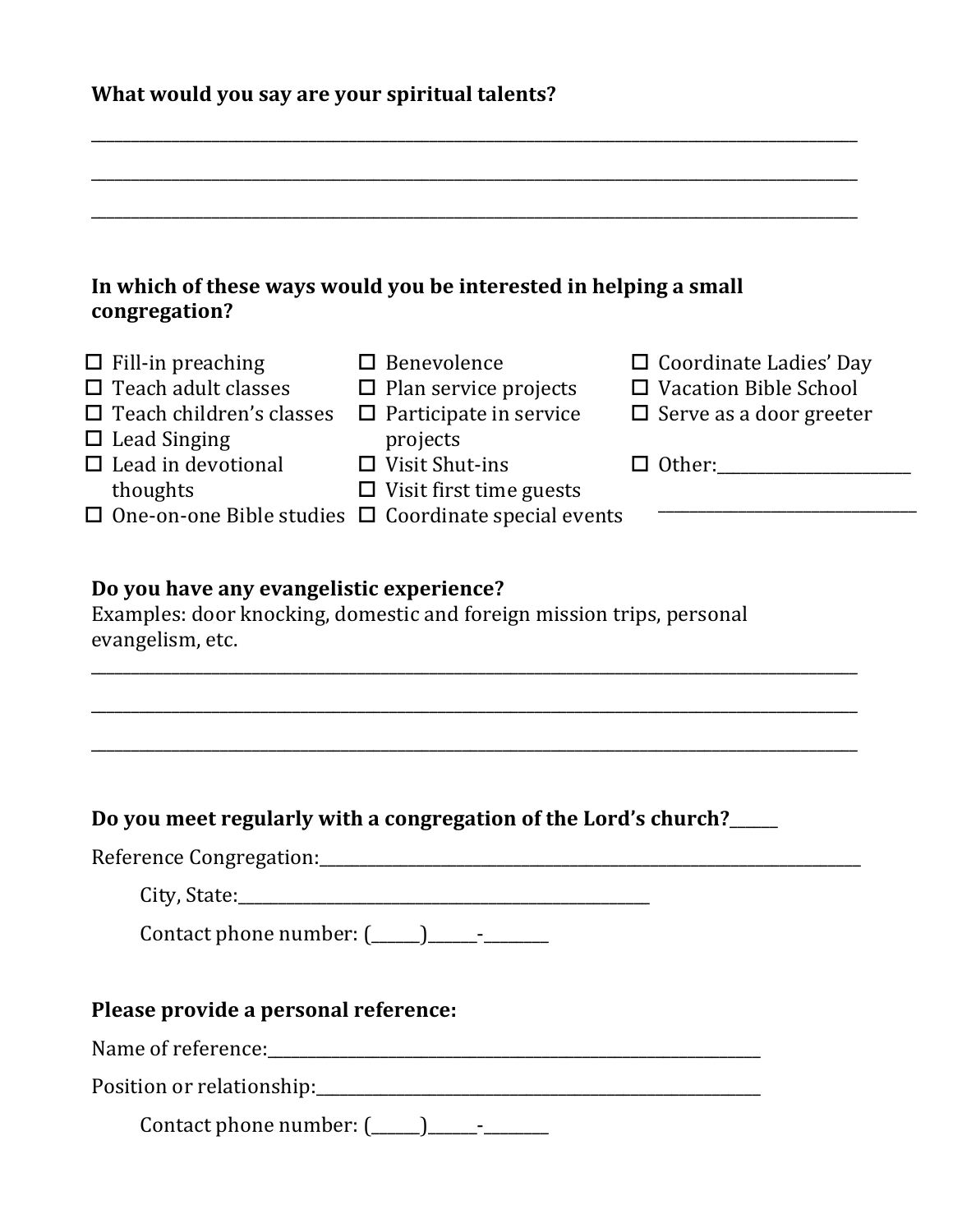**What would you say are your spiritual talents?**

_______________________________________________________________________________

_______________________________________________________________________________

_______________________________________________________________________________

**In which of these ways would you be interested in helping a small congregation?**

- ☐ Fill-in preaching
- ☐ Teach adult classes
- ☐ Teach children's classes
- ☐ Lead Singing
- ☐ Lead in devotional thoughts
- ☐ One-on-one Bible studies
- ☐ Benevolence
- ☐ Plan service projects
- ☐ Participate in service projects
- ☐ Visit Shut-ins
- ☐ Visit first time guests
- ☐ Coordinate special events
- ☐ Coordinate Ladies' Day
- ☐ Vacation Bible School
- ☐ Serve as a door greeter
- ☐ Other:______________________
  ______________________________

**Do you have any evangelistic experience?**
Examples: door knocking, domestic and foreign mission trips, personal evangelism, etc.

_______________________________________________________________________________

_______________________________________________________________________________

_______________________________________________________________________________

**Do you meet regularly with a congregation of the Lord's church?**______

Reference Congregation:_______________________________________________________

City, State:_______________________________________

Contact phone number: (______)______-________

**Please provide a personal reference:**

Name of reference:_______________________________________________

Position or relationship:__________________________________________

Contact phone number: (______)______-________